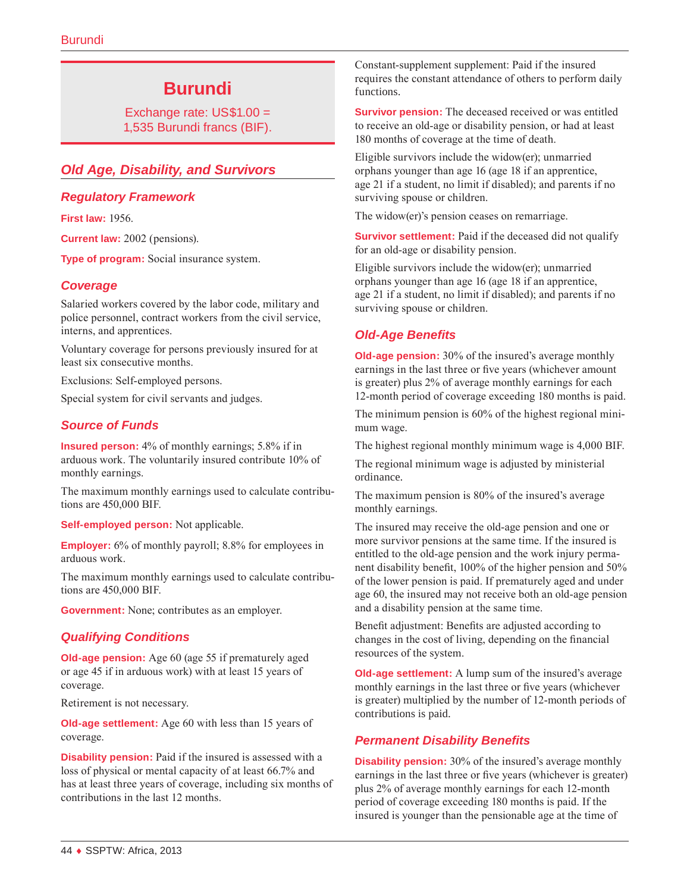# Burundi

Exchange rate: US$1.00 = 1,535 Burundi francs (BIF).

## Old Age, Disability, and Survivors

### Regulatory Framework

**First law:** 1956.

**Current law:** 2002 (pensions).

**Type of program:** Social insurance system.

### Coverage

Salaried workers covered by the labor code, military and police personnel, contract workers from the civil service, interns, and apprentices.

Voluntary coverage for persons previously insured for at least six consecutive months.

Exclusions: Self-employed persons.

Special system for civil servants and judges.

### Source of Funds

**Insured person:** 4% of monthly earnings; 5.8% if in arduous work. The voluntarily insured contribute 10% of monthly earnings.

The maximum monthly earnings used to calculate contributions are 450,000 BIF.

**Self-employed person:** Not applicable.

**Employer:** 6% of monthly payroll; 8.8% for employees in arduous work.

The maximum monthly earnings used to calculate contributions are 450,000 BIF.

**Government:** None; contributes as an employer.

### Qualifying Conditions

**Old-age pension:** Age 60 (age 55 if prematurely aged or age 45 if in arduous work) with at least 15 years of coverage.

Retirement is not necessary.

**Old-age settlement:** Age 60 with less than 15 years of coverage.

**Disability pension:** Paid if the insured is assessed with a loss of physical or mental capacity of at least 66.7% and has at least three years of coverage, including six months of contributions in the last 12 months.

Constant-supplement supplement: Paid if the insured requires the constant attendance of others to perform daily functions.

**Survivor pension:** The deceased received or was entitled to receive an old-age or disability pension, or had at least 180 months of coverage at the time of death.

Eligible survivors include the widow(er); unmarried orphans younger than age 16 (age 18 if an apprentice, age 21 if a student, no limit if disabled); and parents if no surviving spouse or children.

The widow(er)'s pension ceases on remarriage.

**Survivor settlement:** Paid if the deceased did not qualify for an old-age or disability pension.

Eligible survivors include the widow(er); unmarried orphans younger than age 16 (age 18 if an apprentice, age 21 if a student, no limit if disabled); and parents if no surviving spouse or children.

### Old-Age Benefits

**Old-age pension:** 30% of the insured's average monthly earnings in the last three or five years (whichever amount is greater) plus 2% of average monthly earnings for each 12-month period of coverage exceeding 180 months is paid.

The minimum pension is 60% of the highest regional minimum wage.

The highest regional monthly minimum wage is 4,000 BIF.

The regional minimum wage is adjusted by ministerial ordinance.

The maximum pension is 80% of the insured's average monthly earnings.

The insured may receive the old-age pension and one or more survivor pensions at the same time. If the insured is entitled to the old-age pension and the work injury permanent disability benefit, 100% of the higher pension and 50% of the lower pension is paid. If prematurely aged and under age 60, the insured may not receive both an old-age pension and a disability pension at the same time.

Benefit adjustment: Benefits are adjusted according to changes in the cost of living, depending on the financial resources of the system.

**Old-age settlement:** A lump sum of the insured's average monthly earnings in the last three or five years (whichever is greater) multiplied by the number of 12-month periods of contributions is paid.

### Permanent Disability Benefits

**Disability pension:** 30% of the insured's average monthly earnings in the last three or five years (whichever is greater) plus 2% of average monthly earnings for each 12-month period of coverage exceeding 180 months is paid. If the insured is younger than the pensionable age at the time of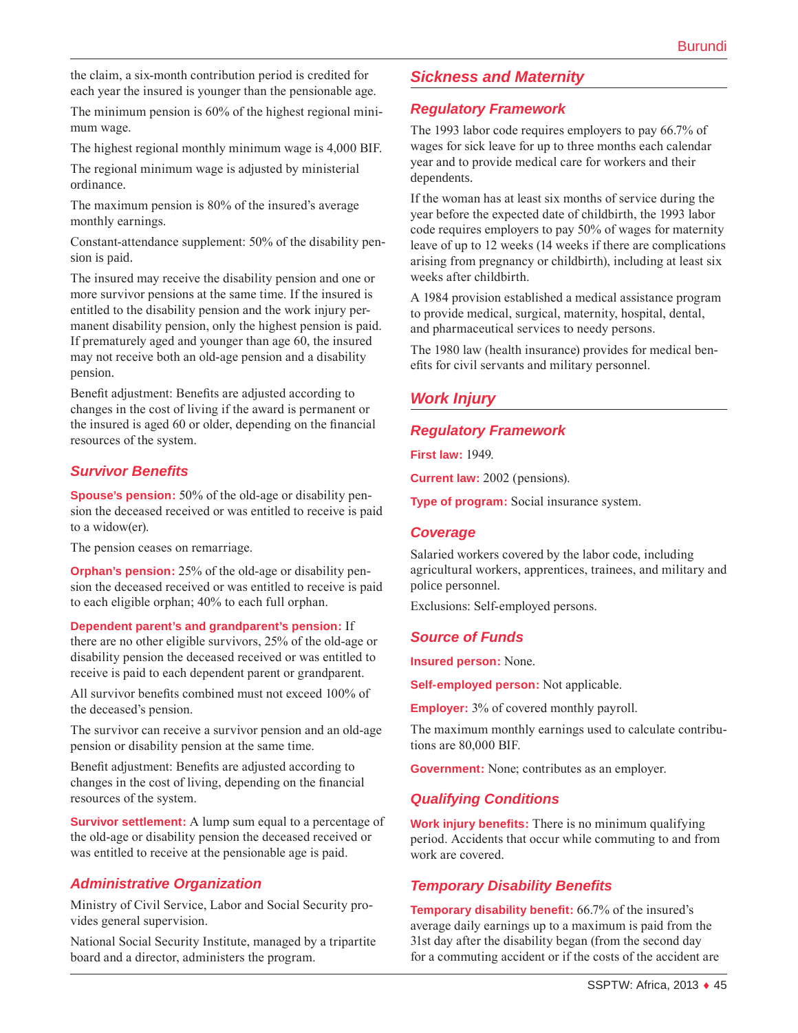the claim, a six-month contribution period is credited for each year the insured is younger than the pensionable age.

The minimum pension is 60% of the highest regional minimum wage.

The highest regional monthly minimum wage is 4,000 BIF.

The regional minimum wage is adjusted by ministerial ordinance.

The maximum pension is 80% of the insured's average monthly earnings.

Constant-attendance supplement: 50% of the disability pension is paid.

The insured may receive the disability pension and one or more survivor pensions at the same time. If the insured is entitled to the disability pension and the work injury permanent disability pension, only the highest pension is paid. If prematurely aged and younger than age 60, the insured may not receive both an old-age pension and a disability pension.

Benefit adjustment: Benefits are adjusted according to changes in the cost of living if the award is permanent or the insured is aged 60 or older, depending on the financial resources of the system.

### Survivor Benefits

**Spouse's pension:** 50% of the old-age or disability pension the deceased received or was entitled to receive is paid to a widow(er).

The pension ceases on remarriage.

**Orphan's pension:** 25% of the old-age or disability pension the deceased received or was entitled to receive is paid to each eligible orphan; 40% to each full orphan.

**Dependent parent's and grandparent's pension:** If there are no other eligible survivors, 25% of the old-age or disability pension the deceased received or was entitled to receive is paid to each dependent parent or grandparent.

All survivor benefits combined must not exceed 100% of the deceased's pension.

The survivor can receive a survivor pension and an old-age pension or disability pension at the same time.

Benefit adjustment: Benefits are adjusted according to changes in the cost of living, depending on the financial resources of the system.

**Survivor settlement:** A lump sum equal to a percentage of the old-age or disability pension the deceased received or was entitled to receive at the pensionable age is paid.

### Administrative Organization

Ministry of Civil Service, Labor and Social Security provides general supervision.

National Social Security Institute, managed by a tripartite board and a director, administers the program.

## Sickness and Maternity

### Regulatory Framework

The 1993 labor code requires employers to pay 66.7% of wages for sick leave for up to three months each calendar year and to provide medical care for workers and their dependents.

If the woman has at least six months of service during the year before the expected date of childbirth, the 1993 labor code requires employers to pay 50% of wages for maternity leave of up to 12 weeks (14 weeks if there are complications arising from pregnancy or childbirth), including at least six weeks after childbirth.

A 1984 provision established a medical assistance program to provide medical, surgical, maternity, hospital, dental, and pharmaceutical services to needy persons.

The 1980 law (health insurance) provides for medical benefits for civil servants and military personnel.

## Work Injury

### Regulatory Framework

**First law:** 1949.

**Current law:** 2002 (pensions).

**Type of program:** Social insurance system.

### Coverage

Salaried workers covered by the labor code, including agricultural workers, apprentices, trainees, and military and police personnel.

Exclusions: Self-employed persons.

### Source of Funds

**Insured person:** None.

**Self-employed person:** Not applicable.

**Employer:** 3% of covered monthly payroll.

The maximum monthly earnings used to calculate contributions are 80,000 BIF.

**Government:** None; contributes as an employer.

### Qualifying Conditions

**Work injury benefits:** There is no minimum qualifying period. Accidents that occur while commuting to and from work are covered.

### Temporary Disability Benefits

**Temporary disability benefit:** 66.7% of the insured's average daily earnings up to a maximum is paid from the 31st day after the disability began (from the second day for a commuting accident or if the costs of the accident are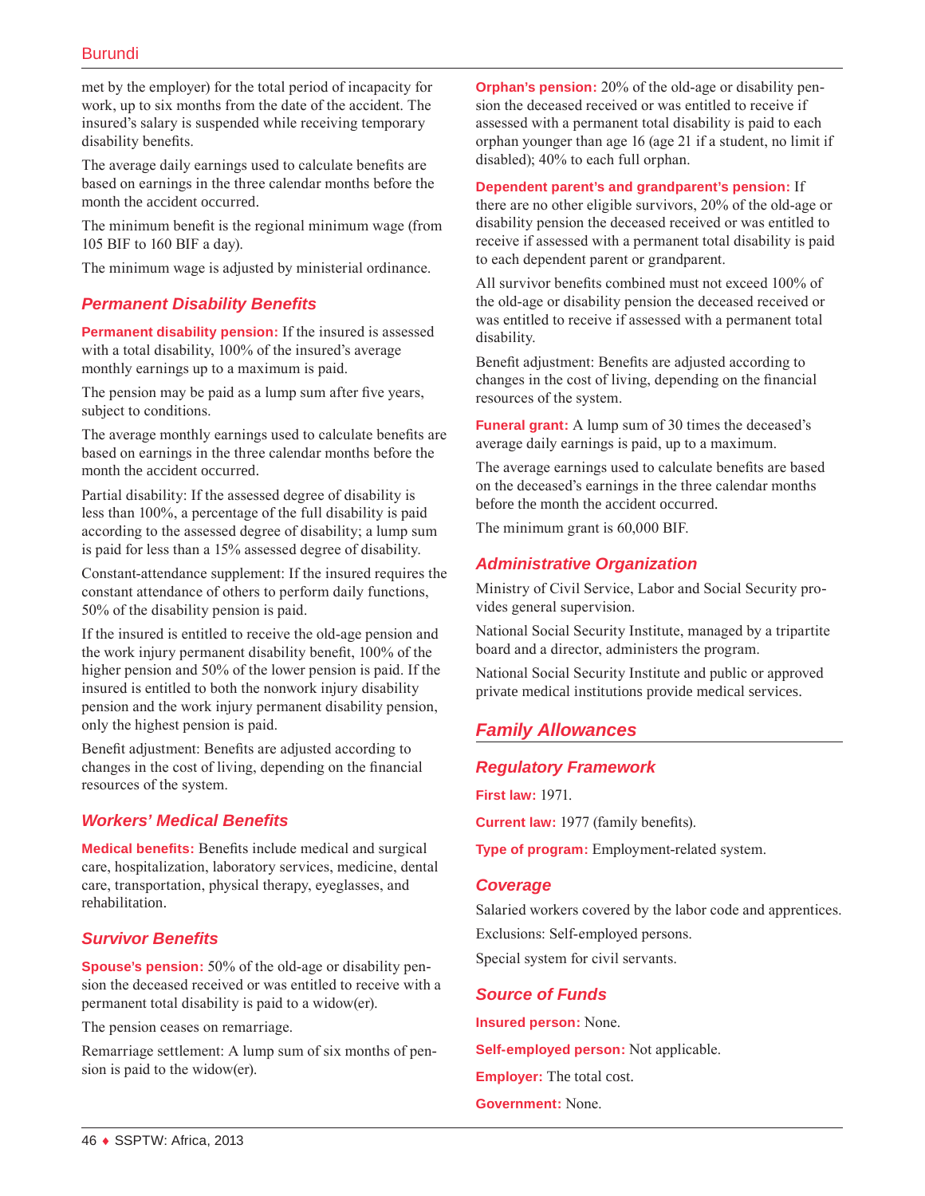met by the employer) for the total period of incapacity for work, up to six months from the date of the accident. The insured's salary is suspended while receiving temporary disability benefits.

The average daily earnings used to calculate benefits are based on earnings in the three calendar months before the month the accident occurred.

The minimum benefit is the regional minimum wage (from 105 BIF to 160 BIF a day).

The minimum wage is adjusted by ministerial ordinance.

### Permanent Disability Benefits

**Permanent disability pension:** If the insured is assessed with a total disability, 100% of the insured's average monthly earnings up to a maximum is paid.

The pension may be paid as a lump sum after five years, subject to conditions.

The average monthly earnings used to calculate benefits are based on earnings in the three calendar months before the month the accident occurred.

Partial disability: If the assessed degree of disability is less than 100%, a percentage of the full disability is paid according to the assessed degree of disability; a lump sum is paid for less than a 15% assessed degree of disability.

Constant-attendance supplement: If the insured requires the constant attendance of others to perform daily functions, 50% of the disability pension is paid.

If the insured is entitled to receive the old-age pension and the work injury permanent disability benefit, 100% of the higher pension and 50% of the lower pension is paid. If the insured is entitled to both the nonwork injury disability pension and the work injury permanent disability pension, only the highest pension is paid.

Benefit adjustment: Benefits are adjusted according to changes in the cost of living, depending on the financial resources of the system.

### Workers' Medical Benefits

**Medical benefits:** Benefits include medical and surgical care, hospitalization, laboratory services, medicine, dental care, transportation, physical therapy, eyeglasses, and rehabilitation.

### Survivor Benefits

**Spouse's pension:** 50% of the old-age or disability pension the deceased received or was entitled to receive with a permanent total disability is paid to a widow(er).

The pension ceases on remarriage.

Remarriage settlement: A lump sum of six months of pension is paid to the widow(er).

**Orphan's pension:** 20% of the old-age or disability pension the deceased received or was entitled to receive if assessed with a permanent total disability is paid to each orphan younger than age 16 (age 21 if a student, no limit if disabled); 40% to each full orphan.

**Dependent parent's and grandparent's pension:** If there are no other eligible survivors, 20% of the old-age or disability pension the deceased received or was entitled to receive if assessed with a permanent total disability is paid to each dependent parent or grandparent.

All survivor benefits combined must not exceed 100% of the old-age or disability pension the deceased received or was entitled to receive if assessed with a permanent total disability.

Benefit adjustment: Benefits are adjusted according to changes in the cost of living, depending on the financial resources of the system.

**Funeral grant:** A lump sum of 30 times the deceased's average daily earnings is paid, up to a maximum.

The average earnings used to calculate benefits are based on the deceased's earnings in the three calendar months before the month the accident occurred.

The minimum grant is 60,000 BIF.

### Administrative Organization

Ministry of Civil Service, Labor and Social Security provides general supervision.

National Social Security Institute, managed by a tripartite board and a director, administers the program.

National Social Security Institute and public or approved private medical institutions provide medical services.

## Family Allowances

### Regulatory Framework

**First law:** 1971.

**Current law:** 1977 (family benefits).

**Type of program:** Employment-related system.

### Coverage

Salaried workers covered by the labor code and apprentices.

Exclusions: Self-employed persons.

Special system for civil servants.

### Source of Funds

**Insured person:** None.

**Self-employed person:** Not applicable.

**Employer:** The total cost.

**Government:** None.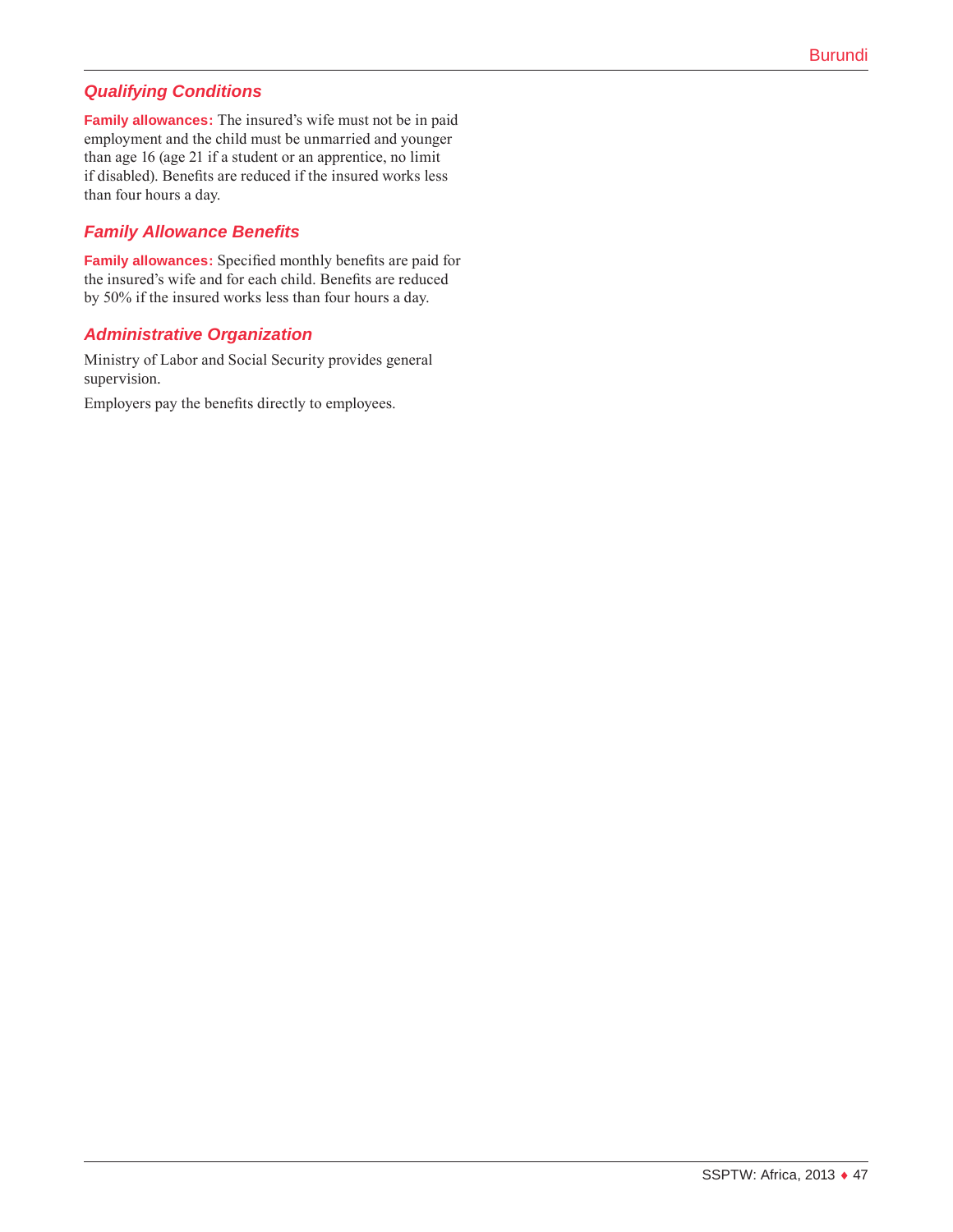### *Qualifying Conditions*

**Family allowances:** The insured's wife must not be in paid employment and the child must be unmarried and younger than age 16 (age 21 if a student or an apprentice, no limit if disabled). Benefits are reduced if the insured works less than four hours a day.

### *Family Allowance Benefits*

**Family allowances:** Specified monthly benefits are paid for the insured's wife and for each child. Benefits are reduced by 50% if the insured works less than four hours a day.

### *Administrative Organization*

Ministry of Labor and Social Security provides general supervision.

Employers pay the benefits directly to employees.